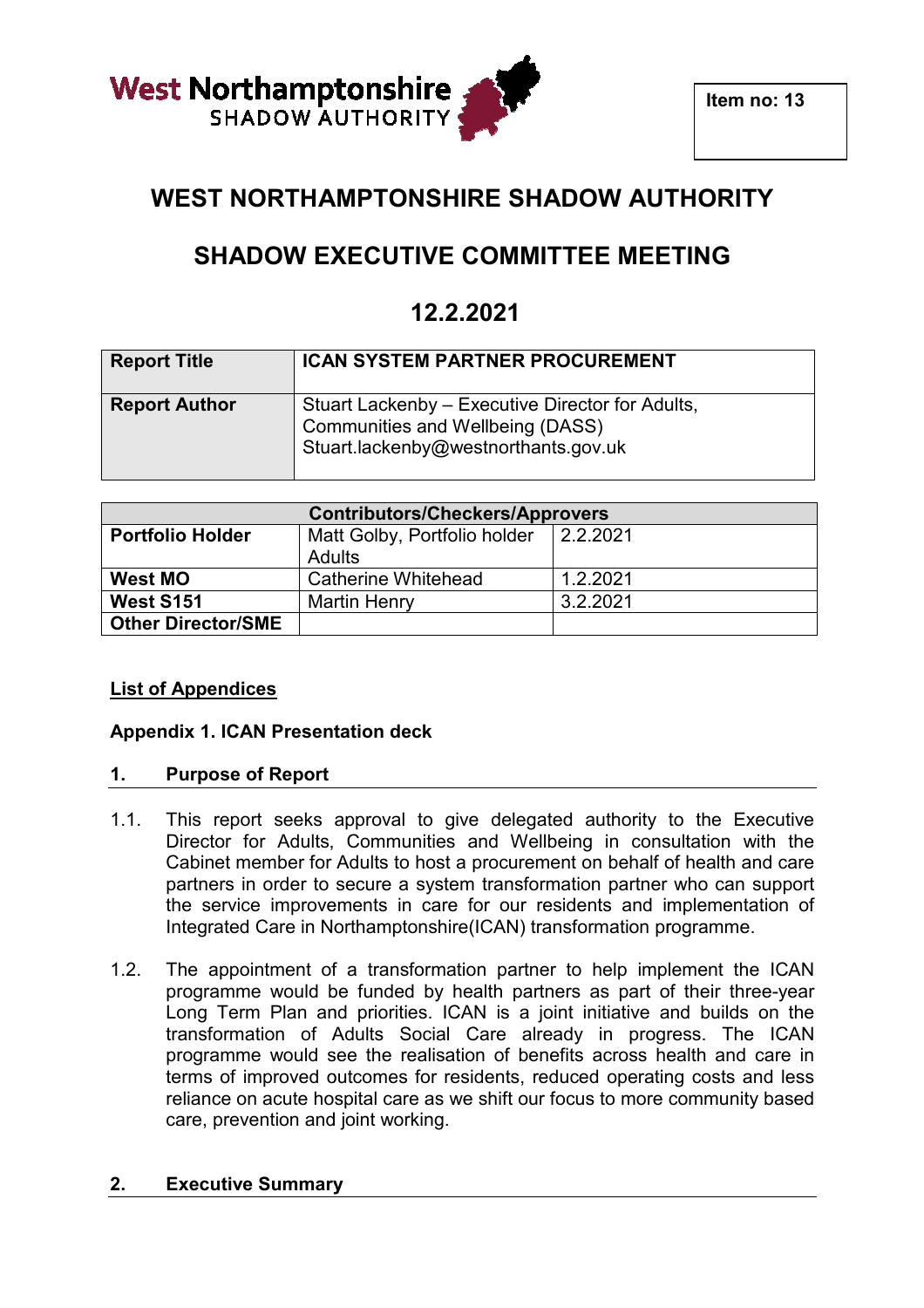West Northamptonshire SHADOW AUTHORITY

**Item no: 13**

# WEST NORTHAMPTONSHIRE SHADOW AUTHORITY

## SHADOW EXECUTIVE COMMITTEE MEETING

## 12.2.2021

| **Report Title** | **ICAN SYSTEM PARTNER PROCUREMENT** |
|---|---|
| **Report Author** | Stuart Lackenby – Executive Director for Adults, Communities and Wellbeing (DASS) Stuart.lackenby@westnorthants.gov.uk |

| **Contributors/Checkers/Approvers** | | |
|---|---|---|
| **Portfolio Holder** | Matt Golby, Portfolio holder Adults | 2.2.2021 |
| **West MO** | Catherine Whitehead | 1.2.2021 |
| **West S151** | Martin Henry | 3.2.2021 |
| **Other Director/SME** | | |

**List of Appendices**

**Appendix 1. ICAN Presentation deck**

### 1. Purpose of Report

1.1. This report seeks approval to give delegated authority to the Executive Director for Adults, Communities and Wellbeing in consultation with the Cabinet member for Adults to host a procurement on behalf of health and care partners in order to secure a system transformation partner who can support the service improvements in care for our residents and implementation of Integrated Care in Northamptonshire(ICAN) transformation programme.

1.2. The appointment of a transformation partner to help implement the ICAN programme would be funded by health partners as part of their three-year Long Term Plan and priorities. ICAN is a joint initiative and builds on the transformation of Adults Social Care already in progress. The ICAN programme would see the realisation of benefits across health and care in terms of improved outcomes for residents, reduced operating costs and less reliance on acute hospital care as we shift our focus to more community based care, prevention and joint working.

### 2. Executive Summary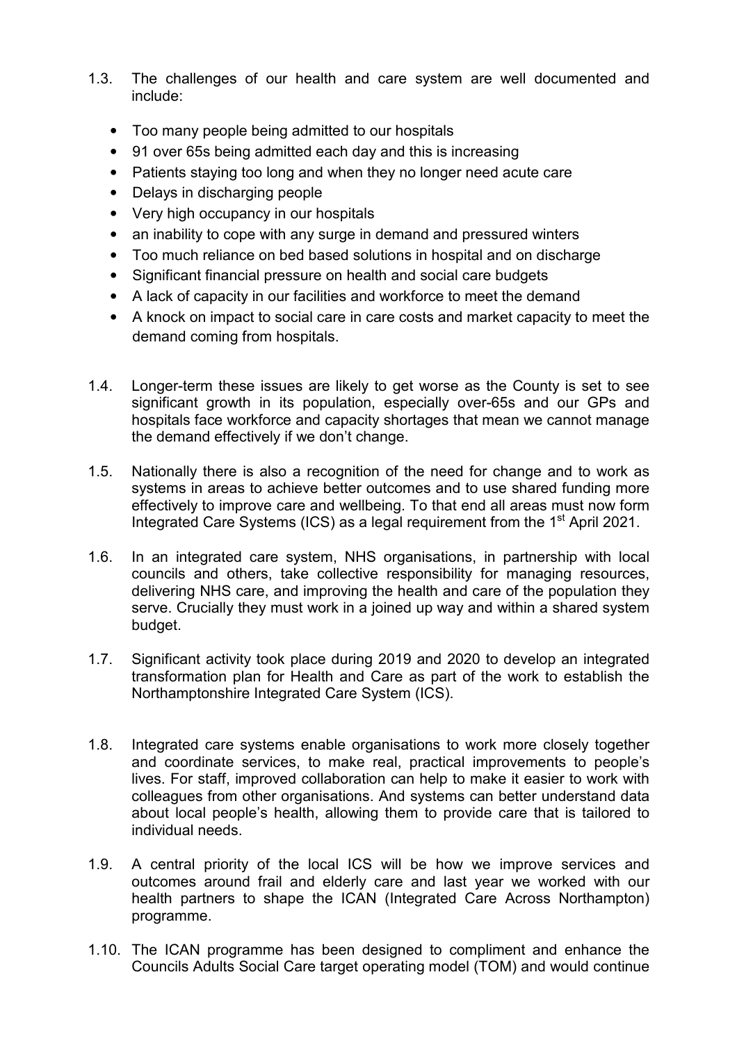1.3. The challenges of our health and care system are well documented and include:

- Too many people being admitted to our hospitals
- 91 over 65s being admitted each day and this is increasing
- Patients staying too long and when they no longer need acute care
- Delays in discharging people
- Very high occupancy in our hospitals
- an inability to cope with any surge in demand and pressured winters
- Too much reliance on bed based solutions in hospital and on discharge
- Significant financial pressure on health and social care budgets
- A lack of capacity in our facilities and workforce to meet the demand
- A knock on impact to social care in care costs and market capacity to meet the demand coming from hospitals.

1.4. Longer-term these issues are likely to get worse as the County is set to see significant growth in its population, especially over-65s and our GPs and hospitals face workforce and capacity shortages that mean we cannot manage the demand effectively if we don't change.

1.5. Nationally there is also a recognition of the need for change and to work as systems in areas to achieve better outcomes and to use shared funding more effectively to improve care and wellbeing. To that end all areas must now form Integrated Care Systems (ICS) as a legal requirement from the 1st April 2021.

1.6. In an integrated care system, NHS organisations, in partnership with local councils and others, take collective responsibility for managing resources, delivering NHS care, and improving the health and care of the population they serve. Crucially they must work in a joined up way and within a shared system budget.

1.7. Significant activity took place during 2019 and 2020 to develop an integrated transformation plan for Health and Care as part of the work to establish the Northamptonshire Integrated Care System (ICS).

1.8. Integrated care systems enable organisations to work more closely together and coordinate services, to make real, practical improvements to people's lives. For staff, improved collaboration can help to make it easier to work with colleagues from other organisations. And systems can better understand data about local people's health, allowing them to provide care that is tailored to individual needs.

1.9. A central priority of the local ICS will be how we improve services and outcomes around frail and elderly care and last year we worked with our health partners to shape the ICAN (Integrated Care Across Northampton) programme.

1.10. The ICAN programme has been designed to compliment and enhance the Councils Adults Social Care target operating model (TOM) and would continue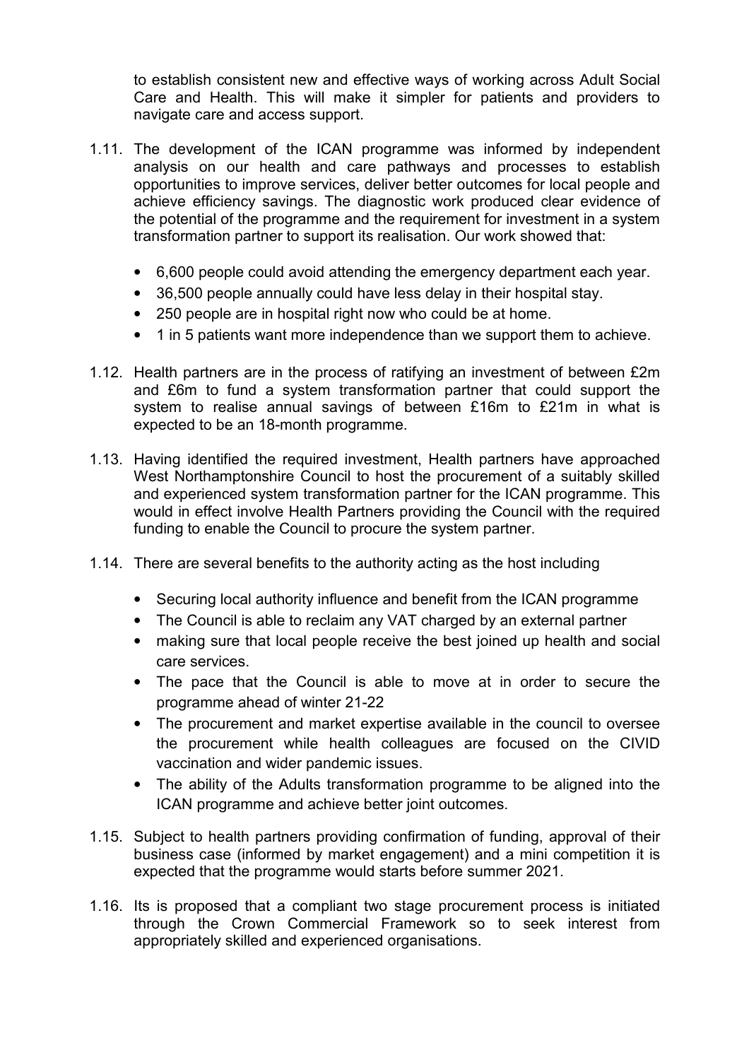to establish consistent new and effective ways of working across Adult Social Care and Health. This will make it simpler for patients and providers to navigate care and access support.

1.11. The development of the ICAN programme was informed by independent analysis on our health and care pathways and processes to establish opportunities to improve services, deliver better outcomes for local people and achieve efficiency savings. The diagnostic work produced clear evidence of the potential of the programme and the requirement for investment in a system transformation partner to support its realisation. Our work showed that:

- 6,600 people could avoid attending the emergency department each year.
- 36,500 people annually could have less delay in their hospital stay.
- 250 people are in hospital right now who could be at home.
- 1 in 5 patients want more independence than we support them to achieve.

1.12. Health partners are in the process of ratifying an investment of between £2m and £6m to fund a system transformation partner that could support the system to realise annual savings of between £16m to £21m in what is expected to be an 18-month programme.

1.13. Having identified the required investment, Health partners have approached West Northamptonshire Council to host the procurement of a suitably skilled and experienced system transformation partner for the ICAN programme. This would in effect involve Health Partners providing the Council with the required funding to enable the Council to procure the system partner.

1.14. There are several benefits to the authority acting as the host including

- Securing local authority influence and benefit from the ICAN programme
- The Council is able to reclaim any VAT charged by an external partner
- making sure that local people receive the best joined up health and social care services.
- The pace that the Council is able to move at in order to secure the programme ahead of winter 21-22
- The procurement and market expertise available in the council to oversee the procurement while health colleagues are focused on the CIVID vaccination and wider pandemic issues.
- The ability of the Adults transformation programme to be aligned into the ICAN programme and achieve better joint outcomes.

1.15. Subject to health partners providing confirmation of funding, approval of their business case (informed by market engagement) and a mini competition it is expected that the programme would starts before summer 2021.

1.16. Its is proposed that a compliant two stage procurement process is initiated through the Crown Commercial Framework so to seek interest from appropriately skilled and experienced organisations.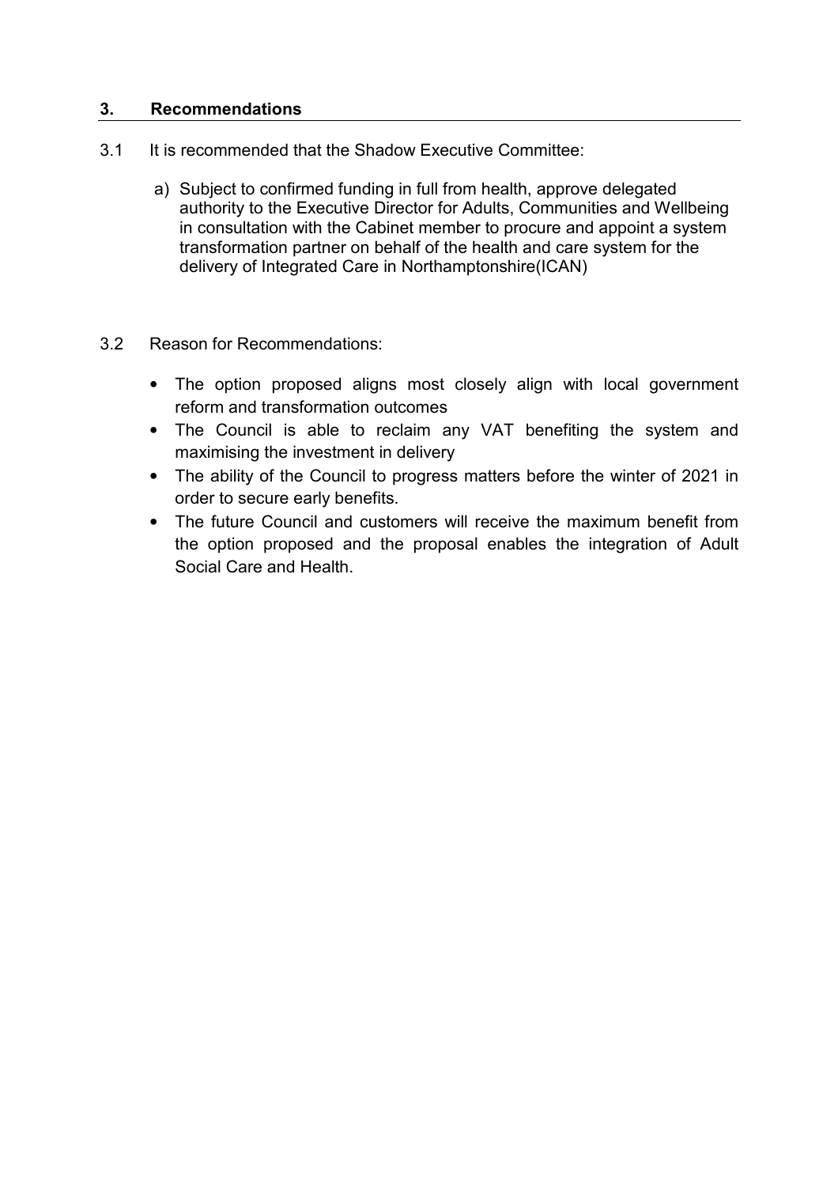## 3. Recommendations

3.1 It is recommended that the Shadow Executive Committee:

a) Subject to confirmed funding in full from health, approve delegated authority to the Executive Director for Adults, Communities and Wellbeing in consultation with the Cabinet member to procure and appoint a system transformation partner on behalf of the health and care system for the delivery of Integrated Care in Northamptonshire(ICAN)

3.2 Reason for Recommendations:

- The option proposed aligns most closely align with local government reform and transformation outcomes
- The Council is able to reclaim any VAT benefiting the system and maximising the investment in delivery
- The ability of the Council to progress matters before the winter of 2021 in order to secure early benefits.
- The future Council and customers will receive the maximum benefit from the option proposed and the proposal enables the integration of Adult Social Care and Health.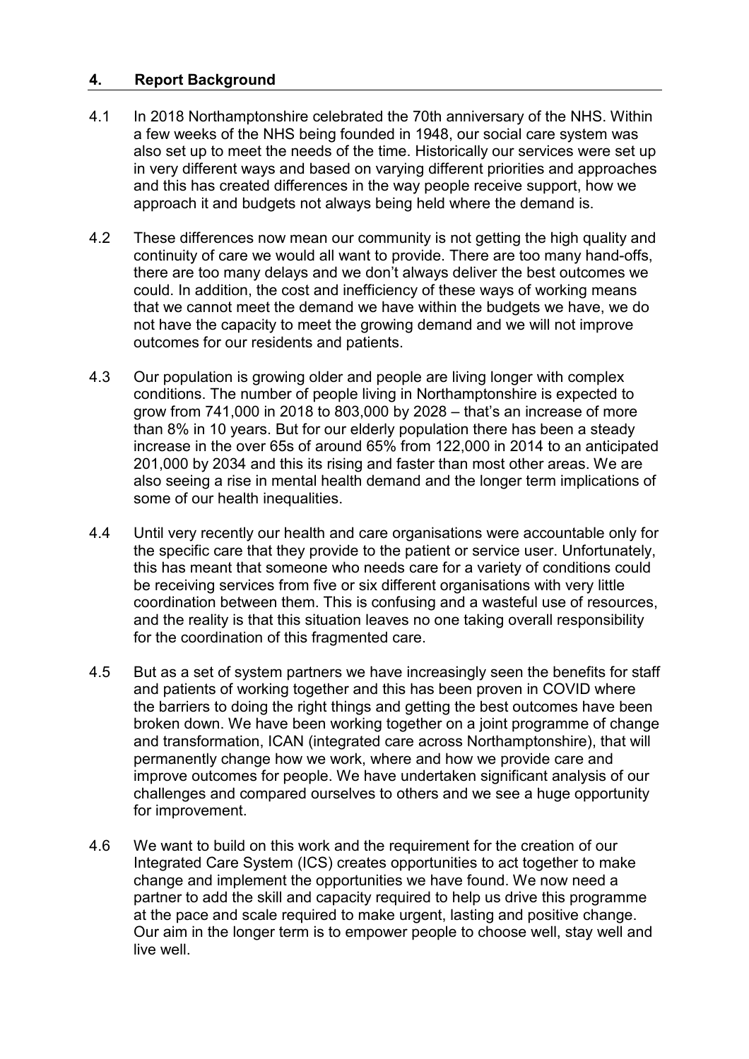## 4. Report Background

4.1 In 2018 Northamptonshire celebrated the 70th anniversary of the NHS. Within a few weeks of the NHS being founded in 1948, our social care system was also set up to meet the needs of the time. Historically our services were set up in very different ways and based on varying different priorities and approaches and this has created differences in the way people receive support, how we approach it and budgets not always being held where the demand is.

4.2 These differences now mean our community is not getting the high quality and continuity of care we would all want to provide. There are too many hand-offs, there are too many delays and we don't always deliver the best outcomes we could. In addition, the cost and inefficiency of these ways of working means that we cannot meet the demand we have within the budgets we have, we do not have the capacity to meet the growing demand and we will not improve outcomes for our residents and patients.

4.3 Our population is growing older and people are living longer with complex conditions. The number of people living in Northamptonshire is expected to grow from 741,000 in 2018 to 803,000 by 2028 – that's an increase of more than 8% in 10 years. But for our elderly population there has been a steady increase in the over 65s of around 65% from 122,000 in 2014 to an anticipated 201,000 by 2034 and this its rising and faster than most other areas. We are also seeing a rise in mental health demand and the longer term implications of some of our health inequalities.

4.4 Until very recently our health and care organisations were accountable only for the specific care that they provide to the patient or service user. Unfortunately, this has meant that someone who needs care for a variety of conditions could be receiving services from five or six different organisations with very little coordination between them. This is confusing and a wasteful use of resources, and the reality is that this situation leaves no one taking overall responsibility for the coordination of this fragmented care.

4.5 But as a set of system partners we have increasingly seen the benefits for staff and patients of working together and this has been proven in COVID where the barriers to doing the right things and getting the best outcomes have been broken down. We have been working together on a joint programme of change and transformation, ICAN (integrated care across Northamptonshire), that will permanently change how we work, where and how we provide care and improve outcomes for people. We have undertaken significant analysis of our challenges and compared ourselves to others and we see a huge opportunity for improvement.

4.6 We want to build on this work and the requirement for the creation of our Integrated Care System (ICS) creates opportunities to act together to make change and implement the opportunities we have found. We now need a partner to add the skill and capacity required to help us drive this programme at the pace and scale required to make urgent, lasting and positive change. Our aim in the longer term is to empower people to choose well, stay well and live well.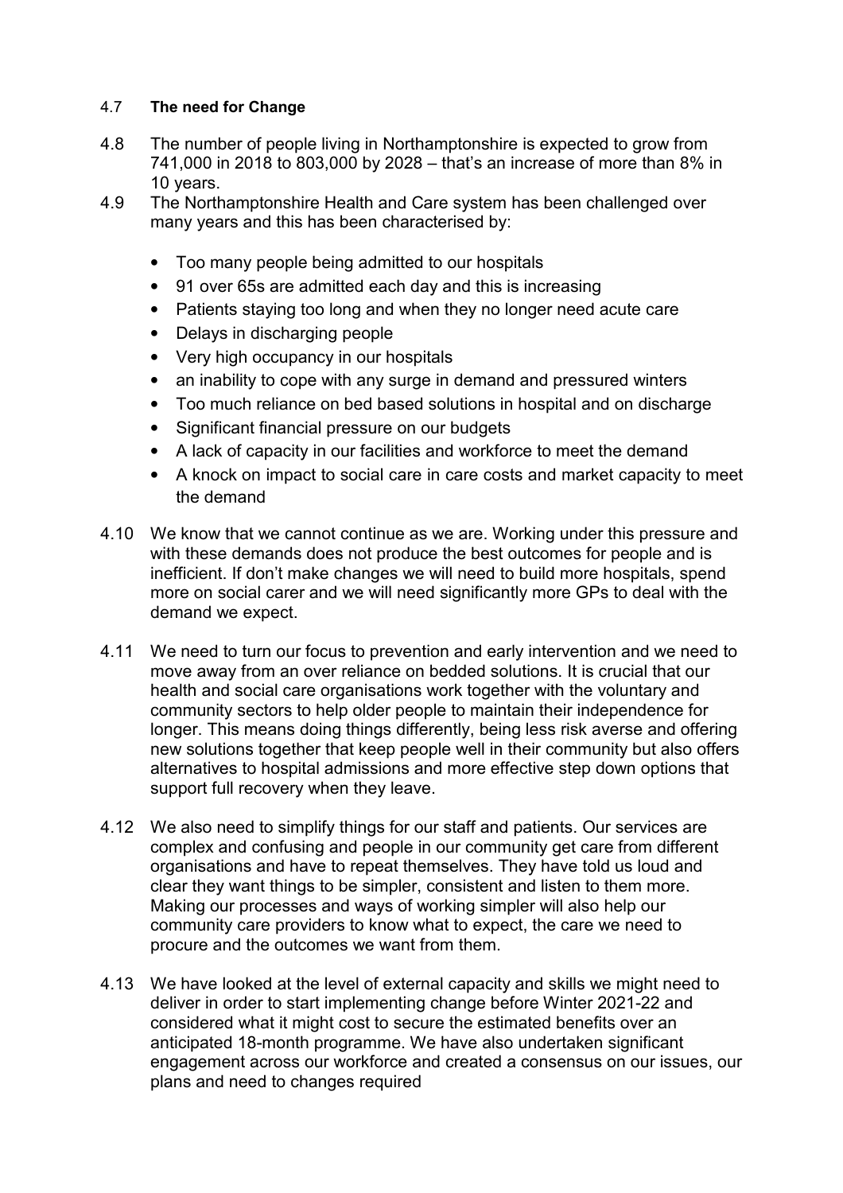4.7 **The need for Change**

4.8 The number of people living in Northamptonshire is expected to grow from 741,000 in 2018 to 803,000 by 2028 – that's an increase of more than 8% in 10 years.

4.9 The Northamptonshire Health and Care system has been challenged over many years and this has been characterised by:

- Too many people being admitted to our hospitals
- 91 over 65s are admitted each day and this is increasing
- Patients staying too long and when they no longer need acute care
- Delays in discharging people
- Very high occupancy in our hospitals
- an inability to cope with any surge in demand and pressured winters
- Too much reliance on bed based solutions in hospital and on discharge
- Significant financial pressure on our budgets
- A lack of capacity in our facilities and workforce to meet the demand
- A knock on impact to social care in care costs and market capacity to meet the demand

4.10 We know that we cannot continue as we are. Working under this pressure and with these demands does not produce the best outcomes for people and is inefficient. If don't make changes we will need to build more hospitals, spend more on social carer and we will need significantly more GPs to deal with the demand we expect.

4.11 We need to turn our focus to prevention and early intervention and we need to move away from an over reliance on bedded solutions. It is crucial that our health and social care organisations work together with the voluntary and community sectors to help older people to maintain their independence for longer. This means doing things differently, being less risk averse and offering new solutions together that keep people well in their community but also offers alternatives to hospital admissions and more effective step down options that support full recovery when they leave.

4.12 We also need to simplify things for our staff and patients. Our services are complex and confusing and people in our community get care from different organisations and have to repeat themselves. They have told us loud and clear they want things to be simpler, consistent and listen to them more. Making our processes and ways of working simpler will also help our community care providers to know what to expect, the care we need to procure and the outcomes we want from them.

4.13 We have looked at the level of external capacity and skills we might need to deliver in order to start implementing change before Winter 2021-22 and considered what it might cost to secure the estimated benefits over an anticipated 18-month programme. We have also undertaken significant engagement across our workforce and created a consensus on our issues, our plans and need to changes required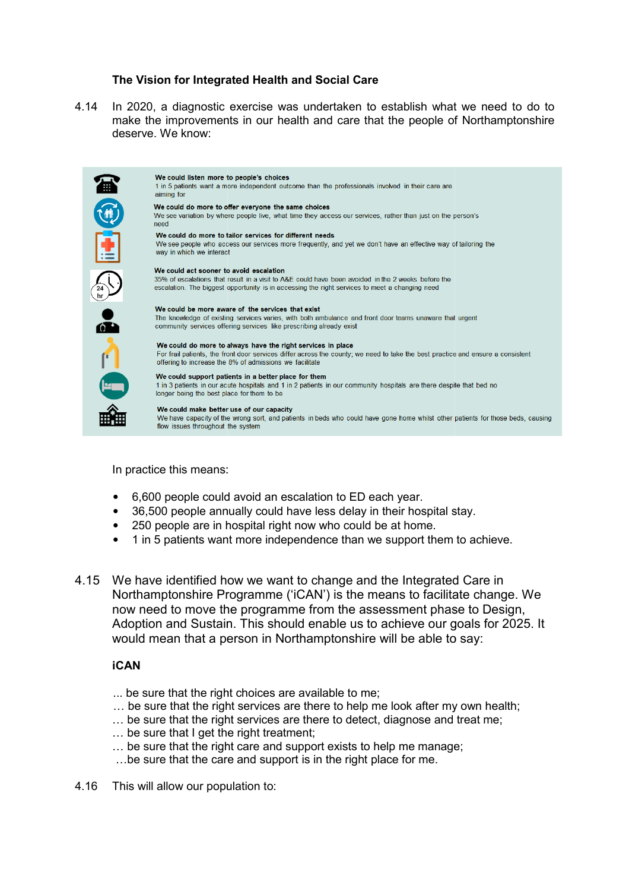### The Vision for Integrated Health and Social Care

4.14 In 2020, a diagnostic exercise was undertaken to establish what we need to do to make the improvements in our health and care that the people of Northamptonshire deserve. We know:

**We could listen more to people's choices**
1 in 5 patients want a more independent outcome than the professionals involved in their care are aiming for

**We could do more to offer everyone the same choices**
We see variation by where people live, what time they access our services, rather than just on the person's need

**We could do more to tailor services for different needs**
We see people who access our services more frequently, and yet we don't have an effective way of tailoring the way in which we interact

**We could act sooner to avoid escalation**
35% of escalations that result in a visit to A&E could have been avoided in the 2 weeks before the escalation. The biggest opportunity is in accessing the right services to meet a changing need

**We could be more aware of the services that exist**
The knowledge of existing services varies, with both ambulance and front door teams unaware that urgent community services offering services like prescribing already exist

**We could do more to always have the right services in place**
For frail patients, the front door services differ across the county; we need to take the best practice and ensure a consistent offering to increase the 8% of admissions we facilitate

**We could support patients in a better place for them**
1 in 3 patients in our acute hospitals and 1 in 2 patients in our community hospitals are there despite that bed no longer being the best place for them to be

**We could make better use of our capacity**
We have capacity of the wrong sort, and patients in beds who could have gone home whilst other patients for those beds, causing flow issues throughout the system

In practice this means:

- 6,600 people could avoid an escalation to ED each year.
- 36,500 people annually could have less delay in their hospital stay.
- 250 people are in hospital right now who could be at home.
- 1 in 5 patients want more independence than we support them to achieve.

4.15 We have identified how we want to change and the Integrated Care in Northamptonshire Programme ('iCAN') is the means to facilitate change. We now need to move the programme from the assessment phase to Design, Adoption and Sustain. This should enable us to achieve our goals for 2025. It would mean that a person in Northamptonshire will be able to say:

**iCAN**

... be sure that the right choices are available to me;
… be sure that the right services are there to help me look after my own health;
… be sure that the right services are there to detect, diagnose and treat me;
… be sure that I get the right treatment;
… be sure that the right care and support exists to help me manage;
…be sure that the care and support is in the right place for me.

4.16 This will allow our population to: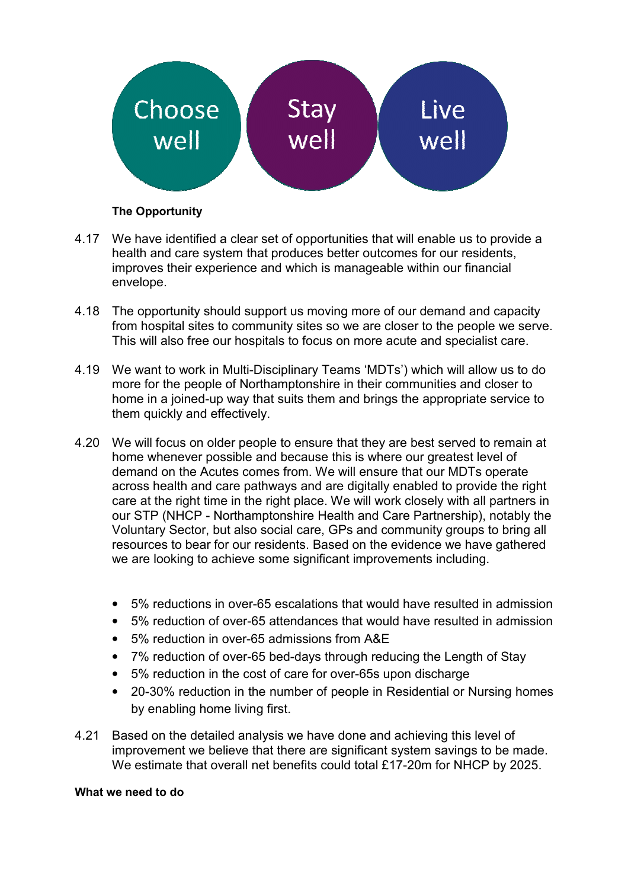Choose well Stay well Live well

**The Opportunity**

4.17 We have identified a clear set of opportunities that will enable us to provide a health and care system that produces better outcomes for our residents, improves their experience and which is manageable within our financial envelope.

4.18 The opportunity should support us moving more of our demand and capacity from hospital sites to community sites so we are closer to the people we serve. This will also free our hospitals to focus on more acute and specialist care.

4.19 We want to work in Multi-Disciplinary Teams 'MDTs') which will allow us to do more for the people of Northamptonshire in their communities and closer to home in a joined-up way that suits them and brings the appropriate service to them quickly and effectively.

4.20 We will focus on older people to ensure that they are best served to remain at home whenever possible and because this is where our greatest level of demand on the Acutes comes from. We will ensure that our MDTs operate across health and care pathways and are digitally enabled to provide the right care at the right time in the right place. We will work closely with all partners in our STP (NHCP - Northamptonshire Health and Care Partnership), notably the Voluntary Sector, but also social care, GPs and community groups to bring all resources to bear for our residents. Based on the evidence we have gathered we are looking to achieve some significant improvements including.

- 5% reductions in over-65 escalations that would have resulted in admission
- 5% reduction of over-65 attendances that would have resulted in admission
- 5% reduction in over-65 admissions from A&E
- 7% reduction of over-65 bed-days through reducing the Length of Stay
- 5% reduction in the cost of care for over-65s upon discharge
- 20-30% reduction in the number of people in Residential or Nursing homes by enabling home living first.

4.21 Based on the detailed analysis we have done and achieving this level of improvement we believe that there are significant system savings to be made. We estimate that overall net benefits could total £17-20m for NHCP by 2025.

**What we need to do**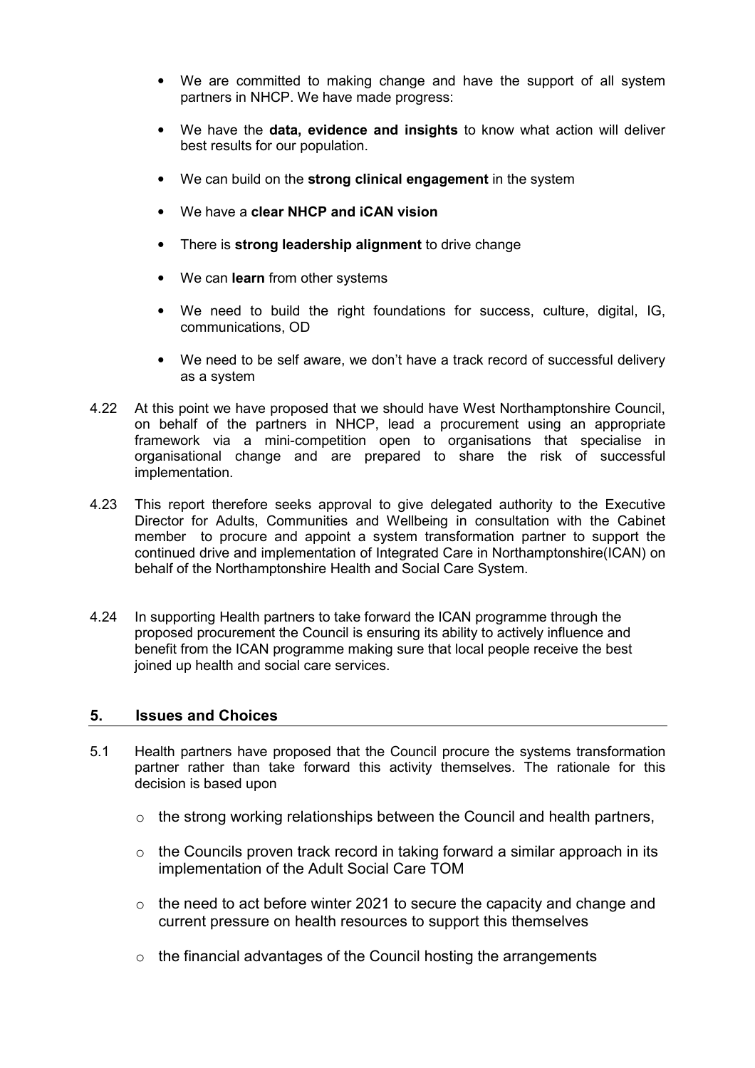- We are committed to making change and have the support of all system partners in NHCP. We have made progress:
- We have the **data, evidence and insights** to know what action will deliver best results for our population.
- We can build on the **strong clinical engagement** in the system
- We have a **clear NHCP and iCAN vision**
- There is **strong leadership alignment** to drive change
- We can **learn** from other systems
- We need to build the right foundations for success, culture, digital, IG, communications, OD
- We need to be self aware, we don't have a track record of successful delivery as a system

4.22 At this point we have proposed that we should have West Northamptonshire Council, on behalf of the partners in NHCP, lead a procurement using an appropriate framework via a mini-competition open to organisations that specialise in organisational change and are prepared to share the risk of successful implementation.

4.23 This report therefore seeks approval to give delegated authority to the Executive Director for Adults, Communities and Wellbeing in consultation with the Cabinet member to procure and appoint a system transformation partner to support the continued drive and implementation of Integrated Care in Northamptonshire(ICAN) on behalf of the Northamptonshire Health and Social Care System.

4.24 In supporting Health partners to take forward the ICAN programme through the proposed procurement the Council is ensuring its ability to actively influence and benefit from the ICAN programme making sure that local people receive the best joined up health and social care services.

## 5. Issues and Choices

5.1 Health partners have proposed that the Council procure the systems transformation partner rather than take forward this activity themselves. The rationale for this decision is based upon

- the strong working relationships between the Council and health partners,
- the Councils proven track record in taking forward a similar approach in its implementation of the Adult Social Care TOM
- the need to act before winter 2021 to secure the capacity and change and current pressure on health resources to support this themselves
- the financial advantages of the Council hosting the arrangements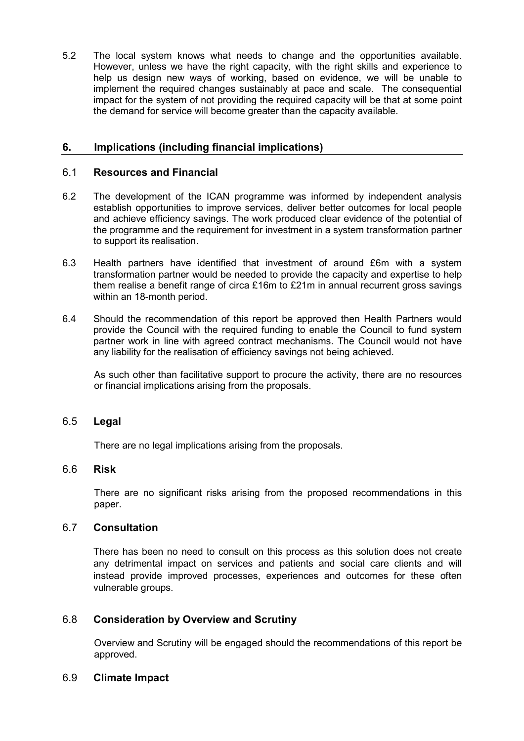5.2 The local system knows what needs to change and the opportunities available. However, unless we have the right capacity, with the right skills and experience to help us design new ways of working, based on evidence, we will be unable to implement the required changes sustainably at pace and scale. The consequential impact for the system of not providing the required capacity will be that at some point the demand for service will become greater than the capacity available.

## 6. Implications (including financial implications)

### 6.1 Resources and Financial

6.2 The development of the ICAN programme was informed by independent analysis establish opportunities to improve services, deliver better outcomes for local people and achieve efficiency savings. The work produced clear evidence of the potential of the programme and the requirement for investment in a system transformation partner to support its realisation.

6.3 Health partners have identified that investment of around £6m with a system transformation partner would be needed to provide the capacity and expertise to help them realise a benefit range of circa £16m to £21m in annual recurrent gross savings within an 18-month period.

6.4 Should the recommendation of this report be approved then Health Partners would provide the Council with the required funding to enable the Council to fund system partner work in line with agreed contract mechanisms. The Council would not have any liability for the realisation of efficiency savings not being achieved.

As such other than facilitative support to procure the activity, there are no resources or financial implications arising from the proposals.

### 6.5 Legal

There are no legal implications arising from the proposals.

### 6.6 Risk

There are no significant risks arising from the proposed recommendations in this paper.

### 6.7 Consultation

There has been no need to consult on this process as this solution does not create any detrimental impact on services and patients and social care clients and will instead provide improved processes, experiences and outcomes for these often vulnerable groups.

### 6.8 Consideration by Overview and Scrutiny

Overview and Scrutiny will be engaged should the recommendations of this report be approved.

### 6.9 Climate Impact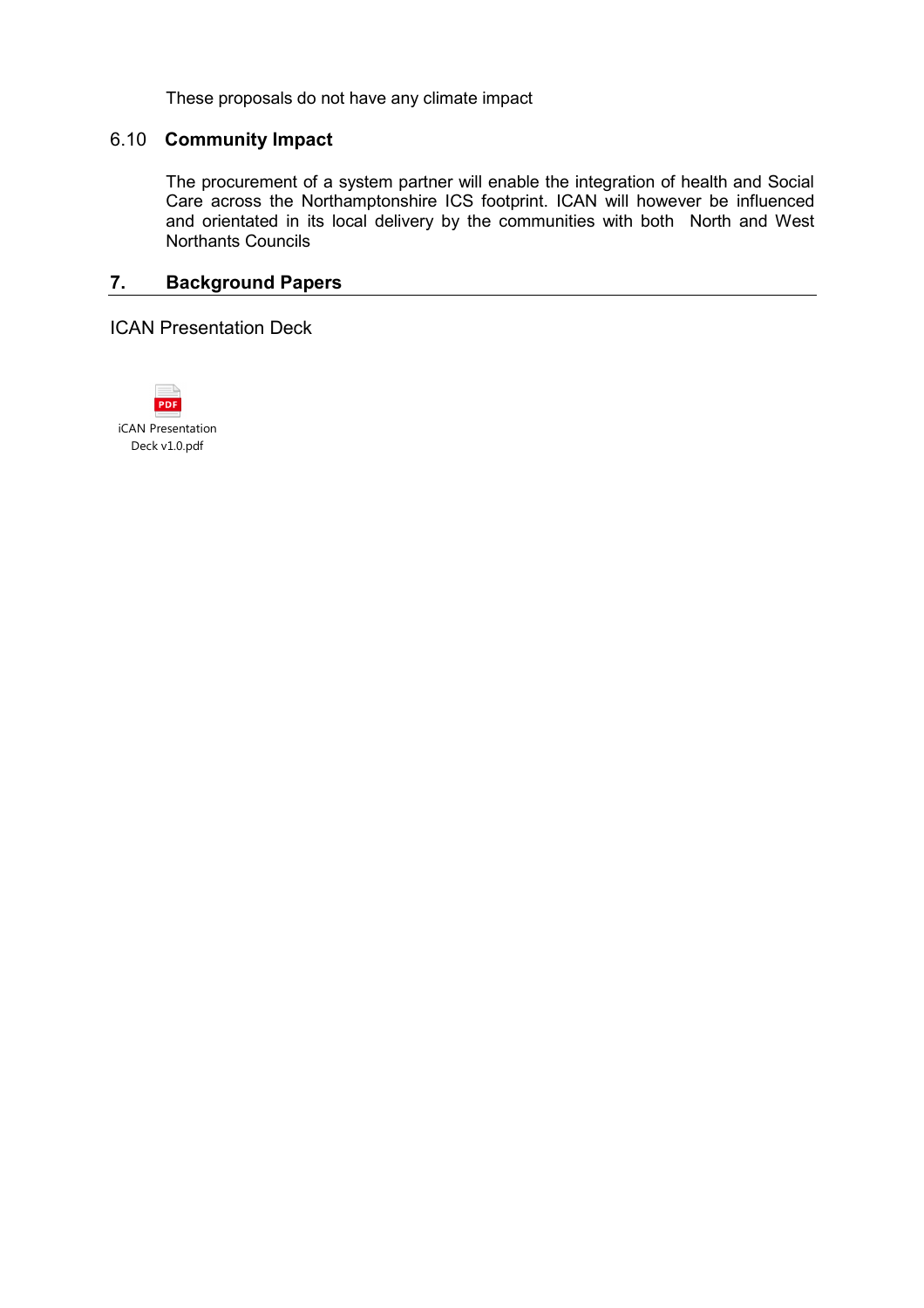These proposals do not have any climate impact

### 6.10 Community Impact

The procurement of a system partner will enable the integration of health and Social Care across the Northamptonshire ICS footprint. ICAN will however be influenced and orientated in its local delivery by the communities with both North and West Northants Councils

## 7. Background Papers

ICAN Presentation Deck

iCAN Presentation Deck v1.0.pdf